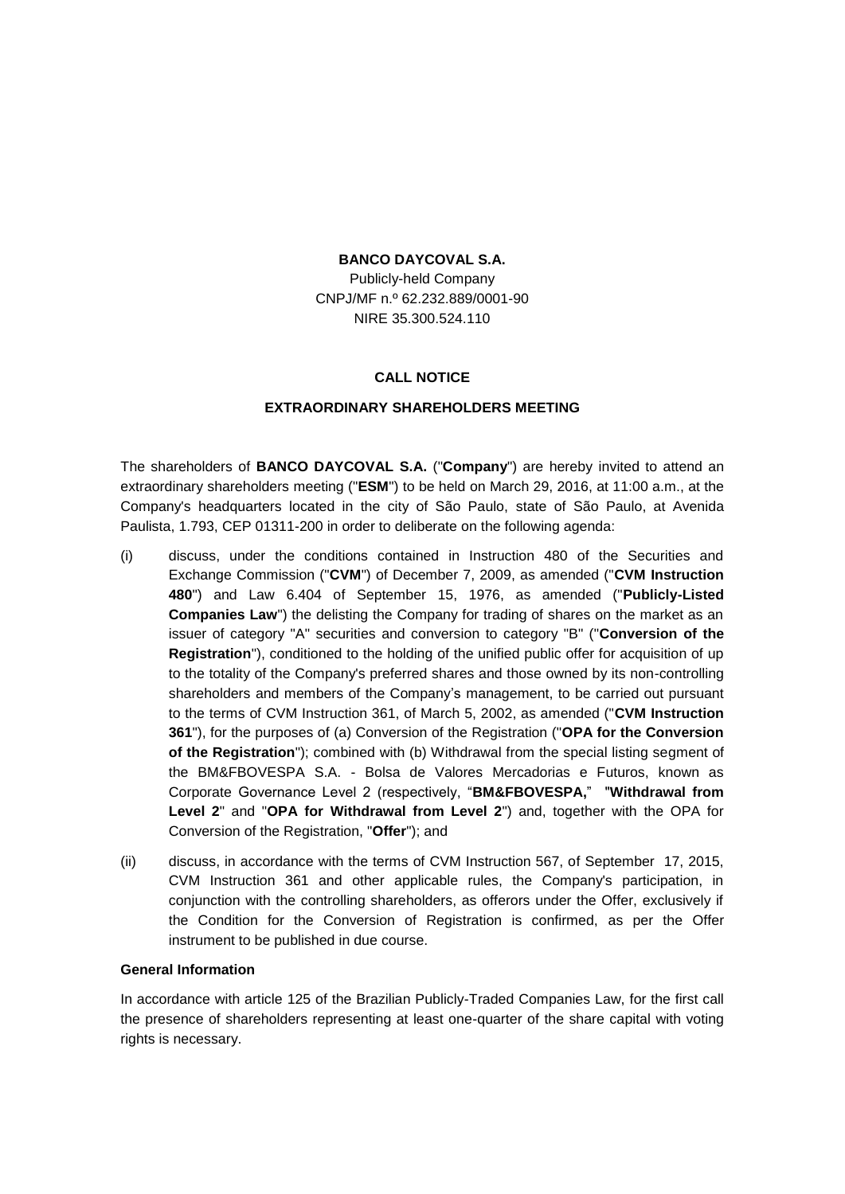**BANCO DAYCOVAL S.A.**

Publicly-held Company

CNPJ/MF n.º 62.232.889/0001-90

NIRE 35.300.524.110

**CALL NOTICE**

**EXTRAORDINARY SHAREHOLDERS MEETING**

The shareholders of **BANCO DAYCOVAL S.A.** ("**Company**") are hereby invited to attend an extraordinary shareholders meeting ("**ESM**") to be held on March 29, 2016, at 11:00 a.m., at the Company's headquarters located in the city of São Paulo, state of São Paulo, at Avenida Paulista, 1.793, CEP 01311-200 in order to deliberate on the following agenda:

(i) discuss, under the conditions contained in Instruction 480 of the Securities and Exchange Commission ("**CVM**") of December 7, 2009, as amended ("**CVM Instruction 480**") and Law 6.404 of September 15, 1976, as amended ("**Publicly-Listed Companies Law**") the delisting the Company for trading of shares on the market as an issuer of category "A" securities and conversion to category "B" ("**Conversion of the Registration**"), conditioned to the holding of the unified public offer for acquisition of up to the totality of the Company's preferred shares and those owned by its non-controlling shareholders and members of the Company's management, to be carried out pursuant to the terms of CVM Instruction 361, of March 5, 2002, as amended ("**CVM Instruction 361**"), for the purposes of (a) Conversion of the Registration ("**OPA for the Conversion of the Registration**"); combined with (b) Withdrawal from the special listing segment of the BM&FBOVESPA S.A. - Bolsa de Valores Mercadorias e Futuros, known as Corporate Governance Level 2 (respectively, "**BM&FBOVESPA,**" "**Withdrawal from Level 2**" and "**OPA for Withdrawal from Level 2**") and, together with the OPA for Conversion of the Registration, "**Offer**"); and

(ii) discuss, in accordance with the terms of CVM Instruction 567, of September 17, 2015, CVM Instruction 361 and other applicable rules, the Company's participation, in conjunction with the controlling shareholders, as offerors under the Offer, exclusively if the Condition for the Conversion of Registration is confirmed, as per the Offer instrument to be published in due course.

**General Information**

In accordance with article 125 of the Brazilian Publicly-Traded Companies Law, for the first call the presence of shareholders representing at least one-quarter of the share capital with voting rights is necessary.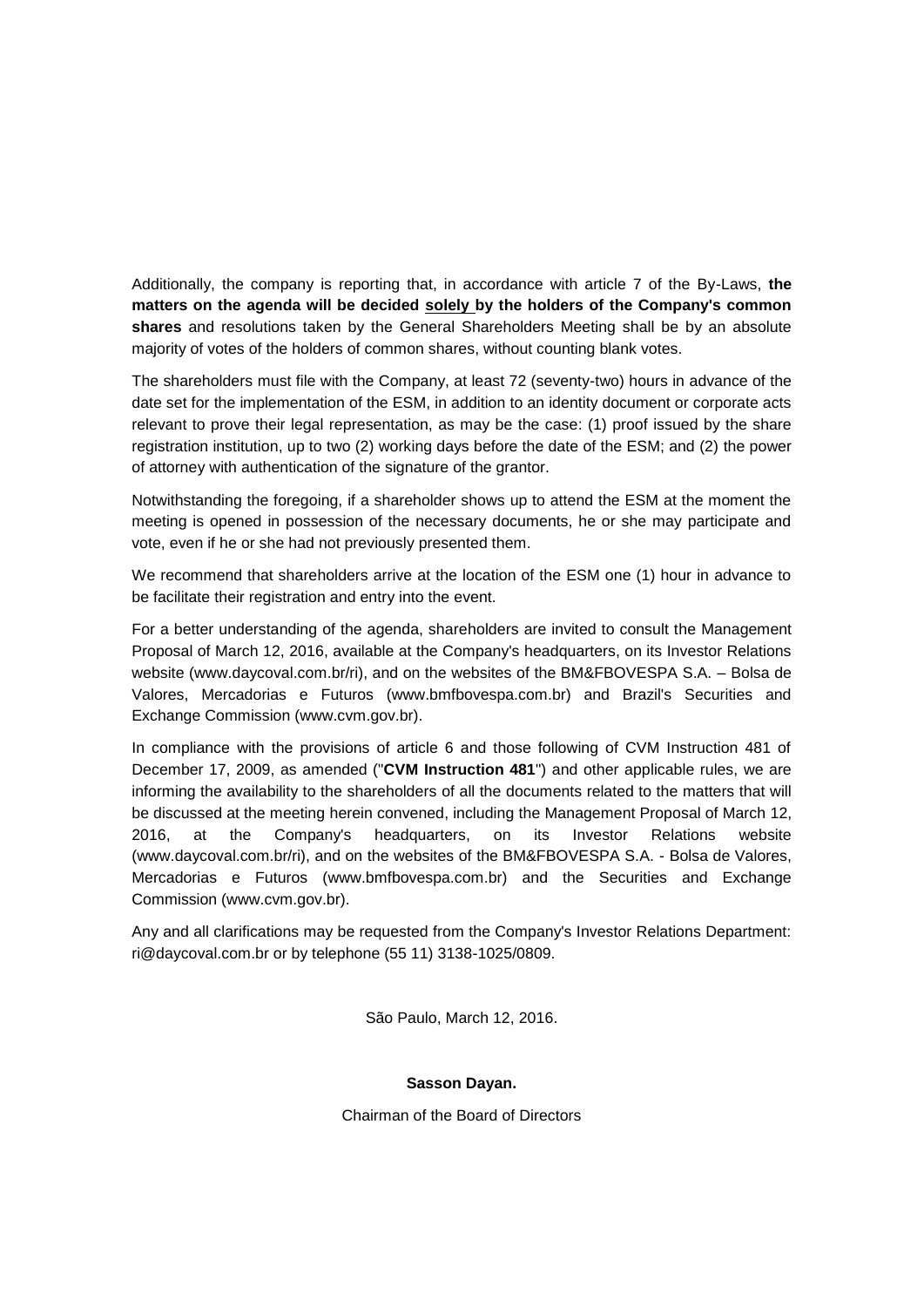Additionally, the company is reporting that, in accordance with article 7 of the By-Laws, **the matters on the agenda will be decided <u>solely</u> by the holders of the Company's common shares** and resolutions taken by the General Shareholders Meeting shall be by an absolute majority of votes of the holders of common shares, without counting blank votes.

The shareholders must file with the Company, at least 72 (seventy-two) hours in advance of the date set for the implementation of the ESM, in addition to an identity document or corporate acts relevant to prove their legal representation, as may be the case: (1) proof issued by the share registration institution, up to two (2) working days before the date of the ESM; and (2) the power of attorney with authentication of the signature of the grantor.

Notwithstanding the foregoing, if a shareholder shows up to attend the ESM at the moment the meeting is opened in possession of the necessary documents, he or she may participate and vote, even if he or she had not previously presented them.

We recommend that shareholders arrive at the location of the ESM one (1) hour in advance to be facilitate their registration and entry into the event.

For a better understanding of the agenda, shareholders are invited to consult the Management Proposal of March 12, 2016, available at the Company's headquarters, on its Investor Relations website (www.daycoval.com.br/ri), and on the websites of the BM&FBOVESPA S.A. – Bolsa de Valores, Mercadorias e Futuros (www.bmfbovespa.com.br) and Brazil's Securities and Exchange Commission (www.cvm.gov.br).

In compliance with the provisions of article 6 and those following of CVM Instruction 481 of December 17, 2009, as amended ("**CVM Instruction 481**") and other applicable rules, we are informing the availability to the shareholders of all the documents related to the matters that will be discussed at the meeting herein convened, including the Management Proposal of March 12, 2016, at the Company's headquarters, on its Investor Relations website (www.daycoval.com.br/ri), and on the websites of the BM&FBOVESPA S.A. - Bolsa de Valores, Mercadorias e Futuros (www.bmfbovespa.com.br) and the Securities and Exchange Commission (www.cvm.gov.br).

Any and all clarifications may be requested from the Company's Investor Relations Department: ri@daycoval.com.br or by telephone (55 11) 3138-1025/0809.

São Paulo, March 12, 2016.

**Sasson Dayan.**

Chairman of the Board of Directors